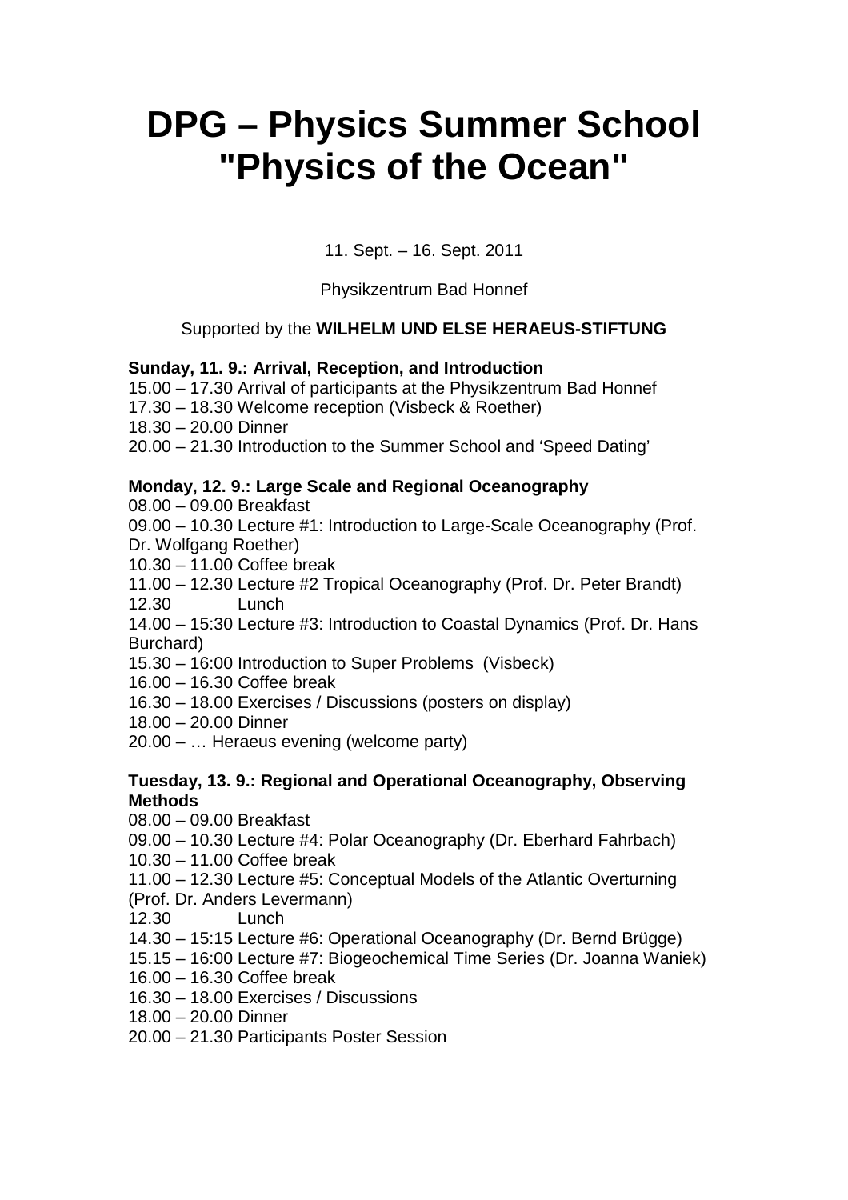# DPG – Physics Summer School "Physics of the Ocean"

11. Sept. – 16. Sept. 2011

Physikzentrum Bad Honnef

Supported by the **WILHELM UND ELSE HERAEUS-STIFTUNG**

**Sunday, 11. 9.: Arrival, Reception, and Introduction**

15.00 – 17.30 Arrival of participants at the Physikzentrum Bad Honnef
17.30 – 18.30 Welcome reception (Visbeck & Roether)
18.30 – 20.00 Dinner
20.00 – 21.30 Introduction to the Summer School and 'Speed Dating'

**Monday, 12. 9.: Large Scale and Regional Oceanography**

08.00 – 09.00 Breakfast
09.00 – 10.30 Lecture #1: Introduction to Large-Scale Oceanography (Prof. Dr. Wolfgang Roether)
10.30 – 11.00 Coffee break
11.00 – 12.30 Lecture #2 Tropical Oceanography (Prof. Dr. Peter Brandt)
12.30 Lunch
14.00 – 15:30 Lecture #3: Introduction to Coastal Dynamics (Prof. Dr. Hans Burchard)
15.30 – 16:00 Introduction to Super Problems (Visbeck)
16.00 – 16.30 Coffee break
16.30 – 18.00 Exercises / Discussions (posters on display)
18.00 – 20.00 Dinner
20.00 – … Heraeus evening (welcome party)

**Tuesday, 13. 9.: Regional and Operational Oceanography, Observing Methods**

08.00 – 09.00 Breakfast
09.00 – 10.30 Lecture #4: Polar Oceanography (Dr. Eberhard Fahrbach)
10.30 – 11.00 Coffee break
11.00 – 12.30 Lecture #5: Conceptual Models of the Atlantic Overturning (Prof. Dr. Anders Levermann)
12.30 Lunch
14.30 – 15:15 Lecture #6: Operational Oceanography (Dr. Bernd Brügge)
15.15 – 16:00 Lecture #7: Biogeochemical Time Series (Dr. Joanna Waniek)
16.00 – 16.30 Coffee break
16.30 – 18.00 Exercises / Discussions
18.00 – 20.00 Dinner
20.00 – 21.30 Participants Poster Session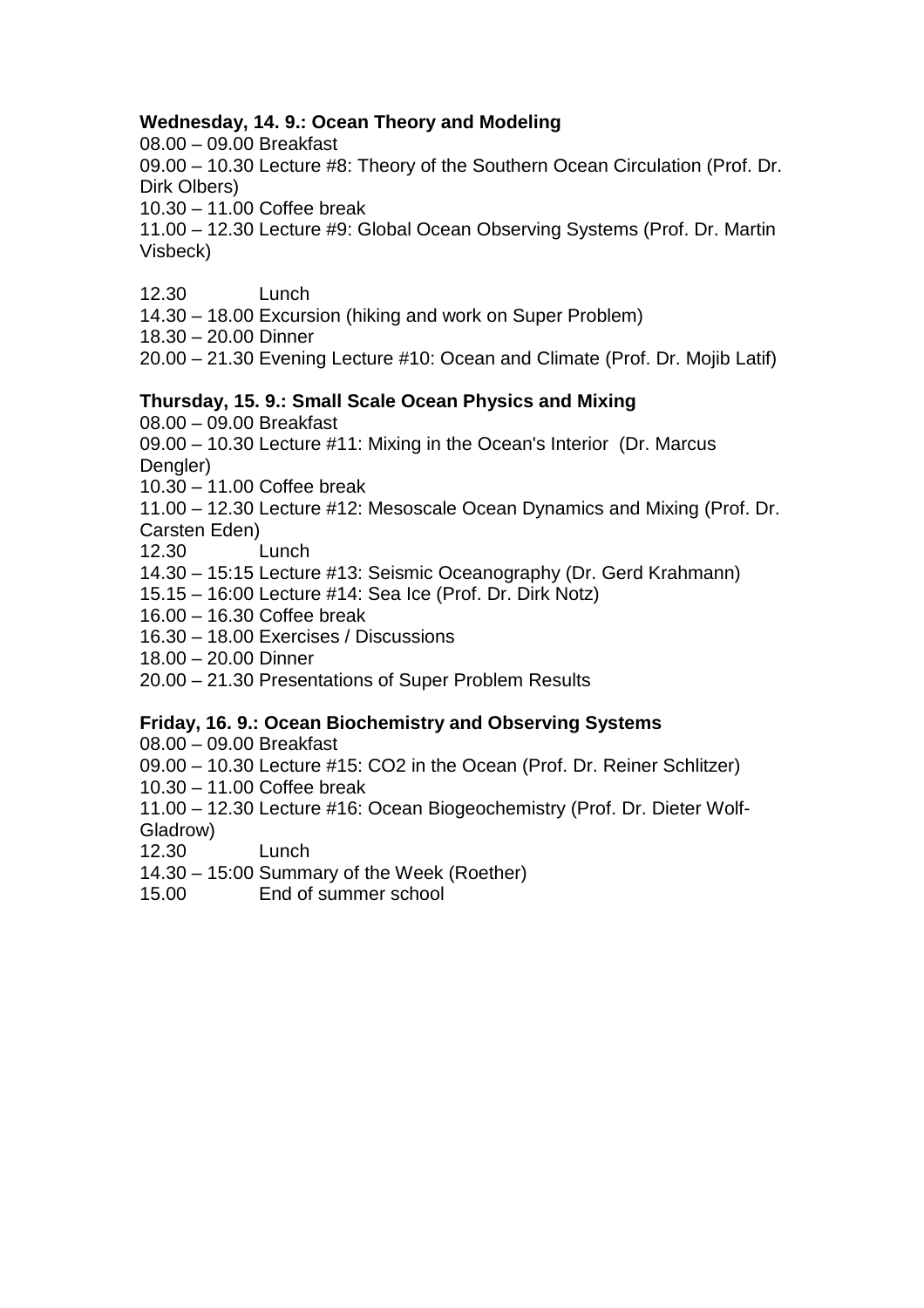**Wednesday, 14. 9.: Ocean Theory and Modeling**

08.00 – 09.00 Breakfast
09.00 – 10.30 Lecture #8: Theory of the Southern Ocean Circulation (Prof. Dr. Dirk Olbers)
10.30 – 11.00 Coffee break
11.00 – 12.30 Lecture #9: Global Ocean Observing Systems (Prof. Dr. Martin Visbeck)

12.30 Lunch
14.30 – 18.00 Excursion (hiking and work on Super Problem)
18.30 – 20.00 Dinner
20.00 – 21.30 Evening Lecture #10: Ocean and Climate (Prof. Dr. Mojib Latif)

**Thursday, 15. 9.: Small Scale Ocean Physics and Mixing**

08.00 – 09.00 Breakfast
09.00 – 10.30 Lecture #11: Mixing in the Ocean's Interior (Dr. Marcus Dengler)
10.30 – 11.00 Coffee break
11.00 – 12.30 Lecture #12: Mesoscale Ocean Dynamics and Mixing (Prof. Dr. Carsten Eden)
12.30 Lunch
14.30 – 15:15 Lecture #13: Seismic Oceanography (Dr. Gerd Krahmann)
15.15 – 16:00 Lecture #14: Sea Ice (Prof. Dr. Dirk Notz)
16.00 – 16.30 Coffee break
16.30 – 18.00 Exercises / Discussions
18.00 – 20.00 Dinner
20.00 – 21.30 Presentations of Super Problem Results

**Friday, 16. 9.: Ocean Biochemistry and Observing Systems**

08.00 – 09.00 Breakfast
09.00 – 10.30 Lecture #15: CO2 in the Ocean (Prof. Dr. Reiner Schlitzer)
10.30 – 11.00 Coffee break
11.00 – 12.30 Lecture #16: Ocean Biogeochemistry (Prof. Dr. Dieter Wolf-Gladrow)
12.30 Lunch
14.30 – 15:00 Summary of the Week (Roether)
15.00 End of summer school